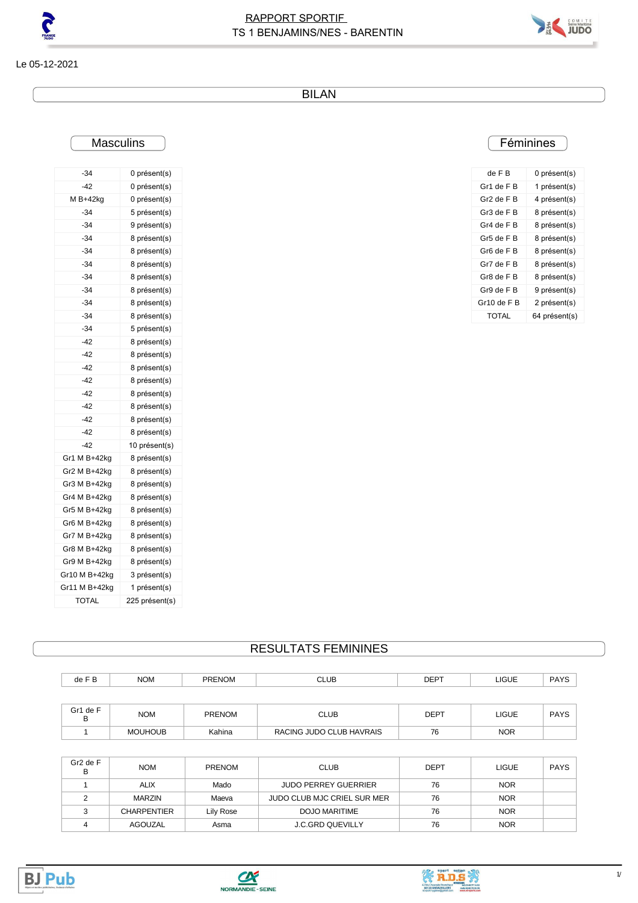# RAPPORT SPORTIF
## TS 1 BENJAMINS/NES - BARENTIN

Le 05-12-2021

## BILAN

### Masculins

| | |
|---|---|
| -34 | 0 présent(s) |
| -42 | 0 présent(s) |
| M B+42kg | 0 présent(s) |
| -34 | 5 présent(s) |
| -34 | 9 présent(s) |
| -34 | 8 présent(s) |
| -34 | 8 présent(s) |
| -34 | 8 présent(s) |
| -34 | 8 présent(s) |
| -34 | 8 présent(s) |
| -34 | 8 présent(s) |
| -34 | 8 présent(s) |
| -34 | 5 présent(s) |
| -42 | 8 présent(s) |
| -42 | 8 présent(s) |
| -42 | 8 présent(s) |
| -42 | 8 présent(s) |
| -42 | 8 présent(s) |
| -42 | 8 présent(s) |
| -42 | 8 présent(s) |
| -42 | 8 présent(s) |
| -42 | 10 présent(s) |
| Gr1 M B+42kg | 8 présent(s) |
| Gr2 M B+42kg | 8 présent(s) |
| Gr3 M B+42kg | 8 présent(s) |
| Gr4 M B+42kg | 8 présent(s) |
| Gr5 M B+42kg | 8 présent(s) |
| Gr6 M B+42kg | 8 présent(s) |
| Gr7 M B+42kg | 8 présent(s) |
| Gr8 M B+42kg | 8 présent(s) |
| Gr9 M B+42kg | 8 présent(s) |
| Gr10 M B+42kg | 3 présent(s) |
| Gr11 M B+42kg | 1 présent(s) |
| TOTAL | 225 présent(s) |

### Féminines

| | |
|---|---|
| de F B | 0 présent(s) |
| Gr1 de F B | 1 présent(s) |
| Gr2 de F B | 4 présent(s) |
| Gr3 de F B | 8 présent(s) |
| Gr4 de F B | 8 présent(s) |
| Gr5 de F B | 8 présent(s) |
| Gr6 de F B | 8 présent(s) |
| Gr7 de F B | 8 présent(s) |
| Gr8 de F B | 8 présent(s) |
| Gr9 de F B | 9 présent(s) |
| Gr10 de F B | 2 présent(s) |
| TOTAL | 64 présent(s) |

## RESULTATS FEMININES

| de F B | NOM | PRENOM | CLUB | DEPT | LIGUE | PAYS |
|---|---|---|---|---|---|---|

| Gr1 de F B | NOM | PRENOM | CLUB | DEPT | LIGUE | PAYS |
|---|---|---|---|---|---|---|
| 1 | MOUHOUB | Kahina | RACING JUDO CLUB HAVRAIS | 76 | NOR | |

| Gr2 de F B | NOM | PRENOM | CLUB | DEPT | LIGUE | PAYS |
|---|---|---|---|---|---|---|
| 1 | ALIX | Mado | JUDO PERREY GUERRIER | 76 | NOR | |
| 2 | MARZIN | Maeva | JUDO CLUB MJC CRIEL SUR MER | 76 | NOR | |
| 3 | CHARPENTIER | Lily Rose | DOJO MARITIME | 76 | NOR | |
| 4 | AGOUZAL | Asma | J.C.GRD QUEVILLY | 76 | NOR | |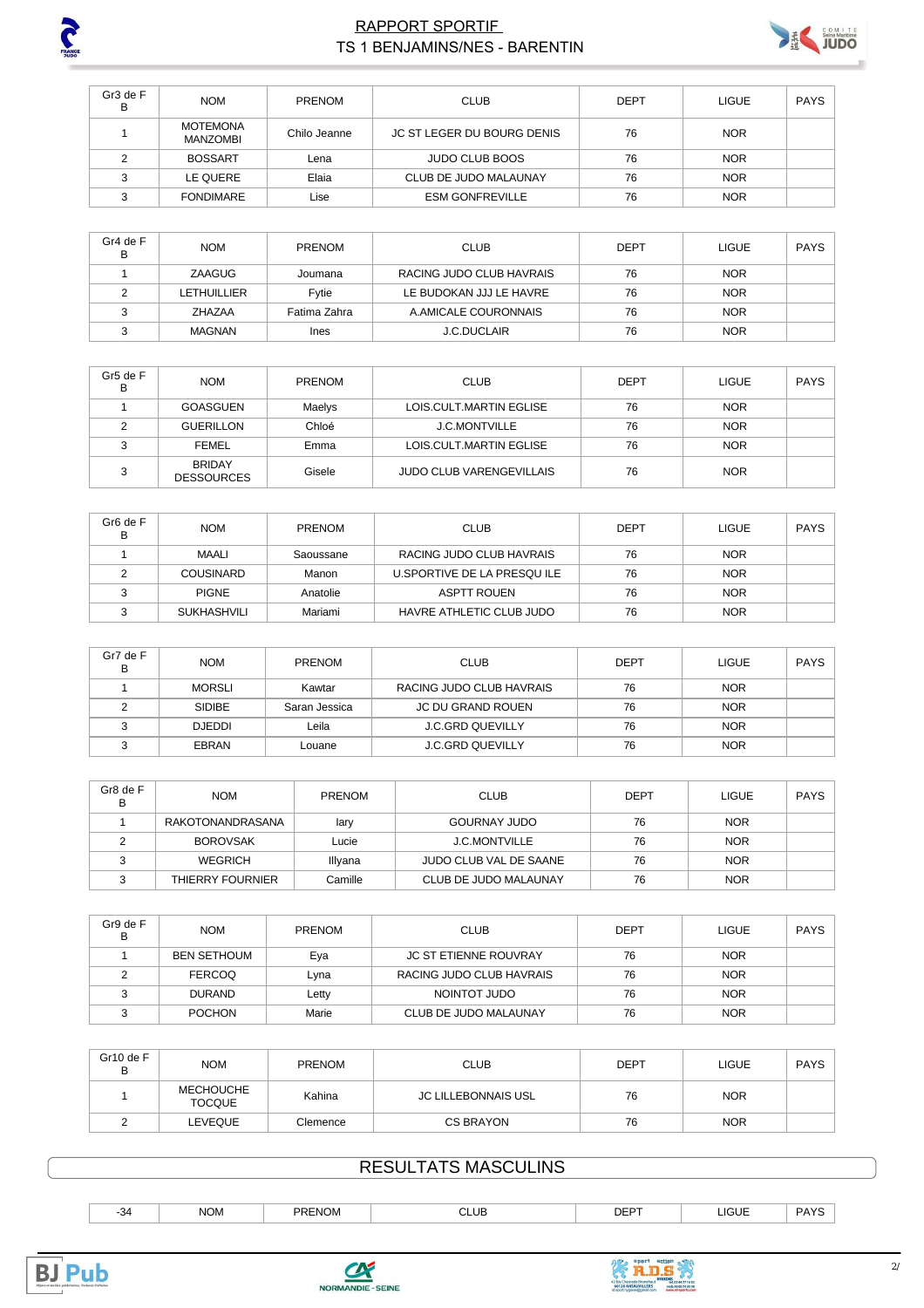| Gr3 de F B | NOM | PRENOM | CLUB | DEPT | LIGUE | PAYS |
| --- | --- | --- | --- | --- | --- | --- |
| 1 | MOTEMONA MANZOMBI | Chilo Jeanne | JC ST LEGER DU BOURG DENIS | 76 | NOR | |
| 2 | BOSSART | Lena | JUDO CLUB BOOS | 76 | NOR | |
| 3 | LE QUERE | Elaia | CLUB DE JUDO MALAUNAY | 76 | NOR | |
| 3 | FONDIMARE | Lise | ESM GONFREVILLE | 76 | NOR | |

| Gr4 de F B | NOM | PRENOM | CLUB | DEPT | LIGUE | PAYS |
| --- | --- | --- | --- | --- | --- | --- |
| 1 | ZAAGUG | Joumana | RACING JUDO CLUB HAVRAIS | 76 | NOR | |
| 2 | LETHUILLIER | Fytie | LE BUDOKAN JJJ LE HAVRE | 76 | NOR | |
| 3 | ZHAZAA | Fatima Zahra | A.AMICALE COURONNAIS | 76 | NOR | |
| 3 | MAGNAN | Ines | J.C.DUCLAIR | 76 | NOR | |

| Gr5 de F B | NOM | PRENOM | CLUB | DEPT | LIGUE | PAYS |
| --- | --- | --- | --- | --- | --- | --- |
| 1 | GOASGUEN | Maelys | LOIS.CULT.MARTIN EGLISE | 76 | NOR | |
| 2 | GUERILLON | Chloé | J.C.MONTVILLE | 76 | NOR | |
| 3 | FEMEL | Emma | LOIS.CULT.MARTIN EGLISE | 76 | NOR | |
| 3 | BRIDAY DESSOURCES | Gisele | JUDO CLUB VARENGEVILLAIS | 76 | NOR | |

| Gr6 de F B | NOM | PRENOM | CLUB | DEPT | LIGUE | PAYS |
| --- | --- | --- | --- | --- | --- | --- |
| 1 | MAALI | Saoussane | RACING JUDO CLUB HAVRAIS | 76 | NOR | |
| 2 | COUSINARD | Manon | U.SPORTIVE DE LA PRESQU ILE | 76 | NOR | |
| 3 | PIGNE | Anatolie | ASPTT ROUEN | 76 | NOR | |
| 3 | SUKHASHVILI | Mariami | HAVRE ATHLETIC CLUB JUDO | 76 | NOR | |

| Gr7 de F B | NOM | PRENOM | CLUB | DEPT | LIGUE | PAYS |
| --- | --- | --- | --- | --- | --- | --- |
| 1 | MORSLI | Kawtar | RACING JUDO CLUB HAVRAIS | 76 | NOR | |
| 2 | SIDIBE | Saran Jessica | JC DU GRAND ROUEN | 76 | NOR | |
| 3 | DJEDDI | Leila | J.C.GRD QUEVILLY | 76 | NOR | |
| 3 | EBRAN | Louane | J.C.GRD QUEVILLY | 76 | NOR | |

| Gr8 de F B | NOM | PRENOM | CLUB | DEPT | LIGUE | PAYS |
| --- | --- | --- | --- | --- | --- | --- |
| 1 | RAKOTONANDRASANA | Iary | GOURNAY JUDO | 76 | NOR | |
| 2 | BOROVSAK | Lucie | J.C.MONTVILLE | 76 | NOR | |
| 3 | WEGRICH | Illyana | JUDO CLUB VAL DE SAANE | 76 | NOR | |
| 3 | THIERRY FOURNIER | Camille | CLUB DE JUDO MALAUNAY | 76 | NOR | |

| Gr9 de F B | NOM | PRENOM | CLUB | DEPT | LIGUE | PAYS |
| --- | --- | --- | --- | --- | --- | --- |
| 1 | BEN SETHOUM | Eya | JC ST ETIENNE ROUVRAY | 76 | NOR | |
| 2 | FERCOQ | Lyna | RACING JUDO CLUB HAVRAIS | 76 | NOR | |
| 3 | DURAND | Letty | NOINTOT JUDO | 76 | NOR | |
| 3 | POCHON | Marie | CLUB DE JUDO MALAUNAY | 76 | NOR | |

| Gr10 de F B | NOM | PRENOM | CLUB | DEPT | LIGUE | PAYS |
| --- | --- | --- | --- | --- | --- | --- |
| 1 | MECHOUCHE TOCQUE | Kahina | JC LILLEBONNAIS USL | 76 | NOR | |
| 2 | LEVEQUE | Clemence | CS BRAYON | 76 | NOR | |

## RESULTATS MASCULINS

| -34 | NOM | PRENOM | CLUB | DEPT | LIGUE | PAYS |
| --- | --- | --- | --- | --- | --- | --- |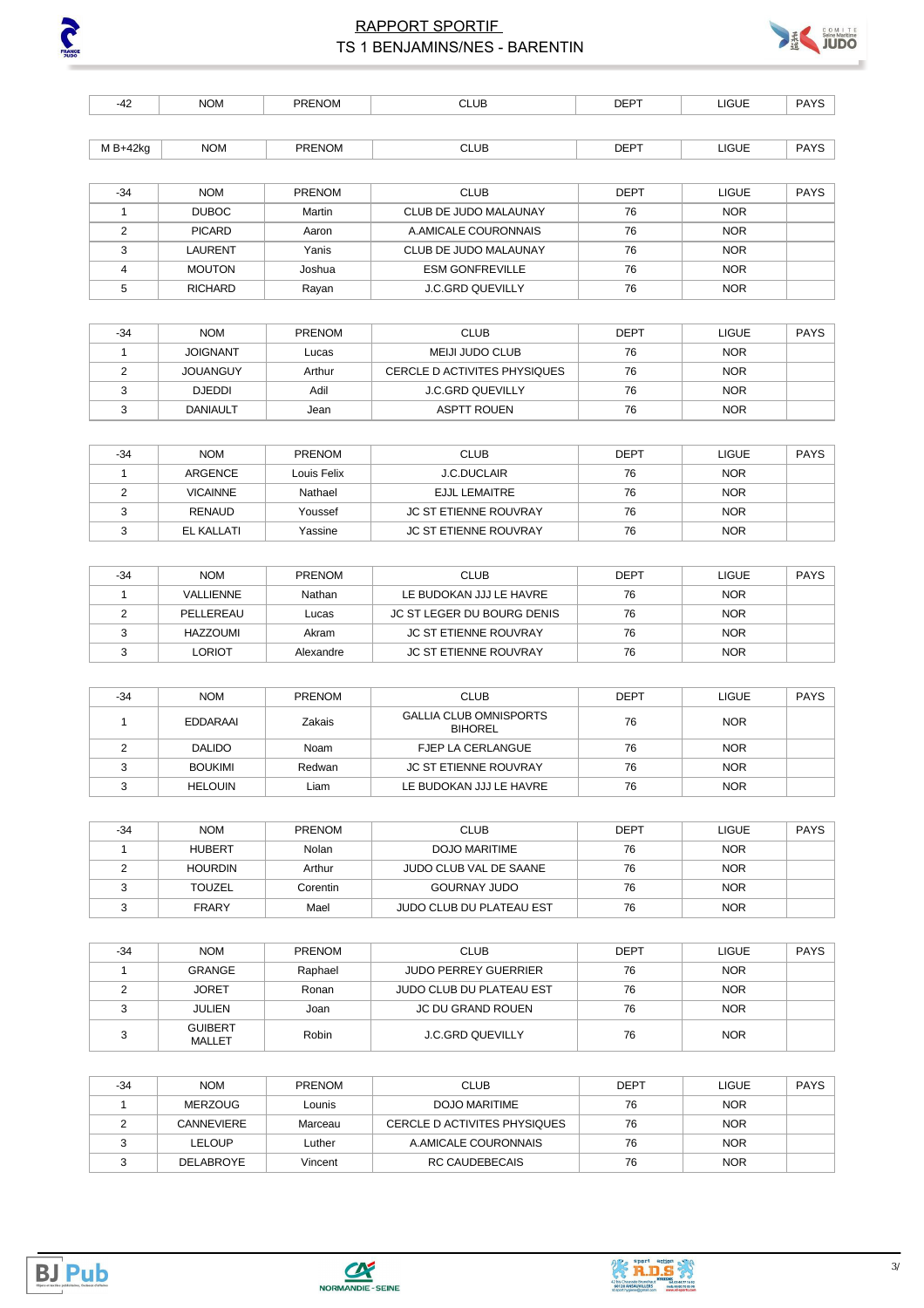# RAPPORT SPORTIF

## TS 1 BENJAMINS/NES - BARENTIN

| -42 | NOM | PRENOM | CLUB | DEPT | LIGUE | PAYS |
|---|---|---|---|---|---|---|

| M B+42kg | NOM | PRENOM | CLUB | DEPT | LIGUE | PAYS |
|---|---|---|---|---|---|---|

| -34 | NOM | PRENOM | CLUB | DEPT | LIGUE | PAYS |
|---|---|---|---|---|---|---|
| 1 | DUBOC | Martin | CLUB DE JUDO MALAUNAY | 76 | NOR | |
| 2 | PICARD | Aaron | A.AMICALE COURONNAIS | 76 | NOR | |
| 3 | LAURENT | Yanis | CLUB DE JUDO MALAUNAY | 76 | NOR | |
| 4 | MOUTON | Joshua | ESM GONFREVILLE | 76 | NOR | |
| 5 | RICHARD | Rayan | J.C.GRD QUEVILLY | 76 | NOR | |

| -34 | NOM | PRENOM | CLUB | DEPT | LIGUE | PAYS |
|---|---|---|---|---|---|---|
| 1 | JOIGNANT | Lucas | MEIJI JUDO CLUB | 76 | NOR | |
| 2 | JOUANGUY | Arthur | CERCLE D ACTIVITES PHYSIQUES | 76 | NOR | |
| 3 | DJEDDI | Adil | J.C.GRD QUEVILLY | 76 | NOR | |
| 3 | DANIAULT | Jean | ASPTT ROUEN | 76 | NOR | |

| -34 | NOM | PRENOM | CLUB | DEPT | LIGUE | PAYS |
|---|---|---|---|---|---|---|
| 1 | ARGENCE | Louis Felix | J.C.DUCLAIR | 76 | NOR | |
| 2 | VICAINNE | Nathael | EJJL LEMAITRE | 76 | NOR | |
| 3 | RENAUD | Youssef | JC ST ETIENNE ROUVRAY | 76 | NOR | |
| 3 | EL KALLATI | Yassine | JC ST ETIENNE ROUVRAY | 76 | NOR | |

| -34 | NOM | PRENOM | CLUB | DEPT | LIGUE | PAYS |
|---|---|---|---|---|---|---|
| 1 | VALLIENNE | Nathan | LE BUDOKAN JJJ LE HAVRE | 76 | NOR | |
| 2 | PELLEREAU | Lucas | JC ST LEGER DU BOURG DENIS | 76 | NOR | |
| 3 | HAZZOUMI | Akram | JC ST ETIENNE ROUVRAY | 76 | NOR | |
| 3 | LORIOT | Alexandre | JC ST ETIENNE ROUVRAY | 76 | NOR | |

| -34 | NOM | PRENOM | CLUB | DEPT | LIGUE | PAYS |
|---|---|---|---|---|---|---|
| 1 | EDDARAAI | Zakais | GALLIA CLUB OMNISPORTS BIHOREL | 76 | NOR | |
| 2 | DALIDO | Noam | FJEP LA CERLANGUE | 76 | NOR | |
| 3 | BOUKIMI | Redwan | JC ST ETIENNE ROUVRAY | 76 | NOR | |
| 3 | HELOUIN | Liam | LE BUDOKAN JJJ LE HAVRE | 76 | NOR | |

| -34 | NOM | PRENOM | CLUB | DEPT | LIGUE | PAYS |
|---|---|---|---|---|---|---|
| 1 | HUBERT | Nolan | DOJO MARITIME | 76 | NOR | |
| 2 | HOURDIN | Arthur | JUDO CLUB VAL DE SAANE | 76 | NOR | |
| 3 | TOUZEL | Corentin | GOURNAY JUDO | 76 | NOR | |
| 3 | FRARY | Mael | JUDO CLUB DU PLATEAU EST | 76 | NOR | |

| -34 | NOM | PRENOM | CLUB | DEPT | LIGUE | PAYS |
|---|---|---|---|---|---|---|
| 1 | GRANGE | Raphael | JUDO PERREY GUERRIER | 76 | NOR | |
| 2 | JORET | Ronan | JUDO CLUB DU PLATEAU EST | 76 | NOR | |
| 3 | JULIEN | Joan | JC DU GRAND ROUEN | 76 | NOR | |
| 3 | GUIBERT MALLET | Robin | J.C.GRD QUEVILLY | 76 | NOR | |

| -34 | NOM | PRENOM | CLUB | DEPT | LIGUE | PAYS |
|---|---|---|---|---|---|---|
| 1 | MERZOUG | Lounis | DOJO MARITIME | 76 | NOR | |
| 2 | CANNEVIERE | Marceau | CERCLE D ACTIVITES PHYSIQUES | 76 | NOR | |
| 3 | LELOUP | Luther | A.AMICALE COURONNAIS | 76 | NOR | |
| 3 | DELABROYE | Vincent | RC CAUDEBECAIS | 76 | NOR | |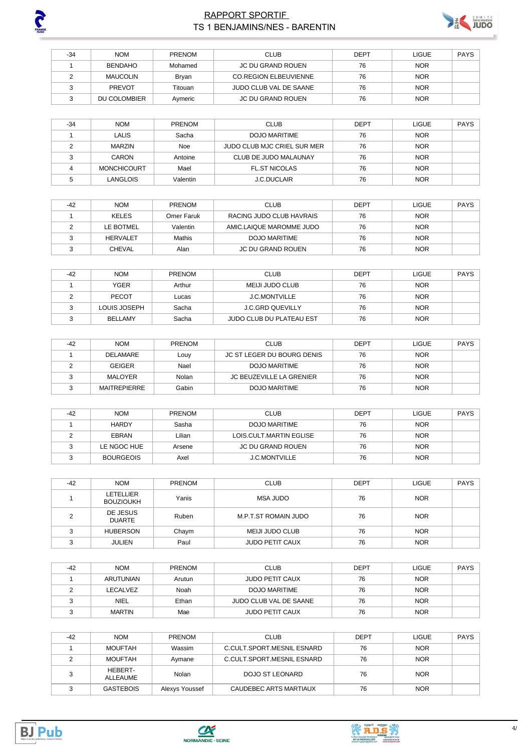# RAPPORT SPORTIF
## TS 1 BENJAMINS/NES - BARENTIN

| -34 | NOM | PRENOM | CLUB | DEPT | LIGUE | PAYS |
|---|---|---|---|---|---|---|
| 1 | BENDAHO | Mohamed | JC DU GRAND ROUEN | 76 | NOR | |
| 2 | MAUCOLIN | Bryan | CO.REGION ELBEUVIENNE | 76 | NOR | |
| 3 | PREVOT | Titouan | JUDO CLUB VAL DE SAANE | 76 | NOR | |
| 3 | DU COLOMBIER | Aymeric | JC DU GRAND ROUEN | 76 | NOR | |

| -34 | NOM | PRENOM | CLUB | DEPT | LIGUE | PAYS |
|---|---|---|---|---|---|---|
| 1 | LALIS | Sacha | DOJO MARITIME | 76 | NOR | |
| 2 | MARZIN | Noe | JUDO CLUB MJC CRIEL SUR MER | 76 | NOR | |
| 3 | CARON | Antoine | CLUB DE JUDO MALAUNAY | 76 | NOR | |
| 4 | MONCHICOURT | Mael | FL.ST NICOLAS | 76 | NOR | |
| 5 | LANGLOIS | Valentin | J.C.DUCLAIR | 76 | NOR | |

| -42 | NOM | PRENOM | CLUB | DEPT | LIGUE | PAYS |
|---|---|---|---|---|---|---|
| 1 | KELES | Omer Faruk | RACING JUDO CLUB HAVRAIS | 76 | NOR | |
| 2 | LE BOTMEL | Valentin | AMIC.LAIQUE MAROMME JUDO | 76 | NOR | |
| 3 | HERVALET | Mathis | DOJO MARITIME | 76 | NOR | |
| 3 | CHEVAL | Alan | JC DU GRAND ROUEN | 76 | NOR | |

| -42 | NOM | PRENOM | CLUB | DEPT | LIGUE | PAYS |
|---|---|---|---|---|---|---|
| 1 | YGER | Arthur | MEIJI JUDO CLUB | 76 | NOR | |
| 2 | PECOT | Lucas | J.C.MONTVILLE | 76 | NOR | |
| 3 | LOUIS JOSEPH | Sacha | J.C.GRD QUEVILLY | 76 | NOR | |
| 3 | BELLAMY | Sacha | JUDO CLUB DU PLATEAU EST | 76 | NOR | |

| -42 | NOM | PRENOM | CLUB | DEPT | LIGUE | PAYS |
|---|---|---|---|---|---|---|
| 1 | DELAMARE | Louy | JC ST LEGER DU BOURG DENIS | 76 | NOR | |
| 2 | GEIGER | Nael | DOJO MARITIME | 76 | NOR | |
| 3 | MALOYER | Nolan | JC BEUZEVILLE LA GRENIER | 76 | NOR | |
| 3 | MAITREPIERRE | Gabin | DOJO MARITIME | 76 | NOR | |

| -42 | NOM | PRENOM | CLUB | DEPT | LIGUE | PAYS |
|---|---|---|---|---|---|---|
| 1 | HARDY | Sasha | DOJO MARITIME | 76 | NOR | |
| 2 | EBRAN | Lilian | LOIS.CULT.MARTIN EGLISE | 76 | NOR | |
| 3 | LE NGOC HUE | Arsene | JC DU GRAND ROUEN | 76 | NOR | |
| 3 | BOURGEOIS | Axel | J.C.MONTVILLE | 76 | NOR | |

| -42 | NOM | PRENOM | CLUB | DEPT | LIGUE | PAYS |
|---|---|---|---|---|---|---|
| 1 | LETELLIER BOUZIOUKH | Yanis | MSA JUDO | 76 | NOR | |
| 2 | DE JESUS DUARTE | Ruben | M.P.T.ST ROMAIN JUDO | 76 | NOR | |
| 3 | HUBERSON | Chaym | MEIJI JUDO CLUB | 76 | NOR | |
| 3 | JULIEN | Paul | JUDO PETIT CAUX | 76 | NOR | |

| -42 | NOM | PRENOM | CLUB | DEPT | LIGUE | PAYS |
|---|---|---|---|---|---|---|
| 1 | ARUTUNIAN | Arutun | JUDO PETIT CAUX | 76 | NOR | |
| 2 | LECALVEZ | Noah | DOJO MARITIME | 76 | NOR | |
| 3 | NIEL | Ethan | JUDO CLUB VAL DE SAANE | 76 | NOR | |
| 3 | MARTIN | Mae | JUDO PETIT CAUX | 76 | NOR | |

| -42 | NOM | PRENOM | CLUB | DEPT | LIGUE | PAYS |
|---|---|---|---|---|---|---|
| 1 | MOUFTAH | Wassim | C.CULT.SPORT.MESNIL ESNARD | 76 | NOR | |
| 2 | MOUFTAH | Aymane | C.CULT.SPORT.MESNIL ESNARD | 76 | NOR | |
| 3 | HEBERT-ALLEAUME | Nolan | DOJO ST LEONARD | 76 | NOR | |
| 3 | GASTEBOIS | Alexys Youssef | CAUDEBEC ARTS MARTIAUX | 76 | NOR | |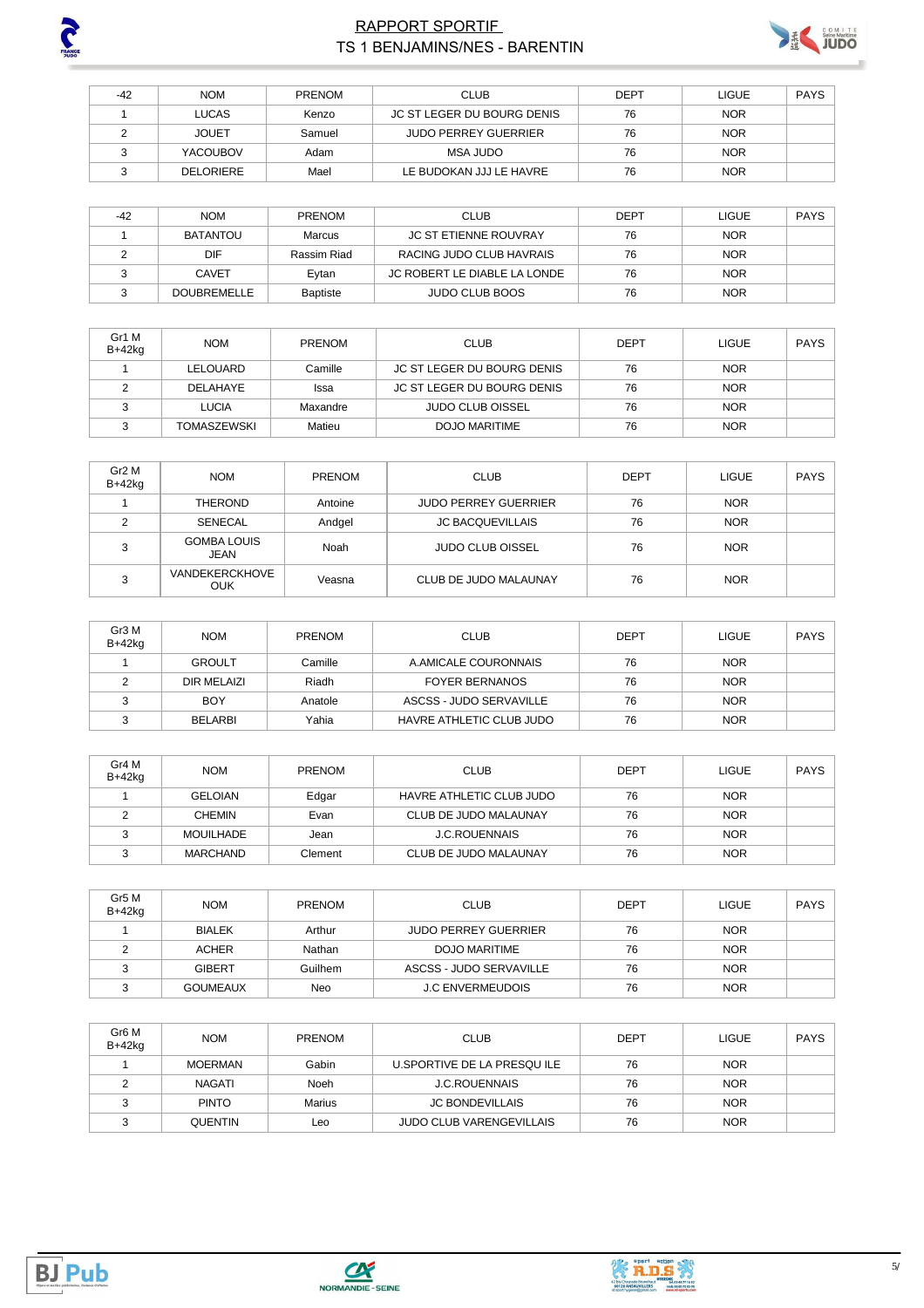# RAPPORT SPORTIF
## TS 1 BENJAMINS/NES - BARENTIN

| -42 | NOM | PRENOM | CLUB | DEPT | LIGUE | PAYS |
|---|---|---|---|---|---|---|
| 1 | LUCAS | Kenzo | JC ST LEGER DU BOURG DENIS | 76 | NOR | |
| 2 | JOUET | Samuel | JUDO PERREY GUERRIER | 76 | NOR | |
| 3 | YACOUBOV | Adam | MSA JUDO | 76 | NOR | |
| 3 | DELORIERE | Mael | LE BUDOKAN JJJ LE HAVRE | 76 | NOR | |

| -42 | NOM | PRENOM | CLUB | DEPT | LIGUE | PAYS |
|---|---|---|---|---|---|---|
| 1 | BATANTOU | Marcus | JC ST ETIENNE ROUVRAY | 76 | NOR | |
| 2 | DIF | Rassim Riad | RACING JUDO CLUB HAVRAIS | 76 | NOR | |
| 3 | CAVET | Eytan | JC ROBERT LE DIABLE LA LONDE | 76 | NOR | |
| 3 | DOUBREMELLE | Baptiste | JUDO CLUB BOOS | 76 | NOR | |

| Gr1 M B+42kg | NOM | PRENOM | CLUB | DEPT | LIGUE | PAYS |
|---|---|---|---|---|---|---|
| 1 | LELOUARD | Camille | JC ST LEGER DU BOURG DENIS | 76 | NOR | |
| 2 | DELAHAYE | Issa | JC ST LEGER DU BOURG DENIS | 76 | NOR | |
| 3 | LUCIA | Maxandre | JUDO CLUB OISSEL | 76 | NOR | |
| 3 | TOMASZEWSKI | Matieu | DOJO MARITIME | 76 | NOR | |

| Gr2 M B+42kg | NOM | PRENOM | CLUB | DEPT | LIGUE | PAYS |
|---|---|---|---|---|---|---|
| 1 | THEROND | Antoine | JUDO PERREY GUERRIER | 76 | NOR | |
| 2 | SENECAL | Andgel | JC BACQUEVILLAIS | 76 | NOR | |
| 3 | GOMBA LOUIS JEAN | Noah | JUDO CLUB OISSEL | 76 | NOR | |
| 3 | VANDEKERCKHOVE OUK | Veasna | CLUB DE JUDO MALAUNAY | 76 | NOR | |

| Gr3 M B+42kg | NOM | PRENOM | CLUB | DEPT | LIGUE | PAYS |
|---|---|---|---|---|---|---|
| 1 | GROULT | Camille | A.AMICALE COURONNAIS | 76 | NOR | |
| 2 | DIR MELAIZI | Riadh | FOYER BERNANOS | 76 | NOR | |
| 3 | BOY | Anatole | ASCSS - JUDO SERVAVILLE | 76 | NOR | |
| 3 | BELARBI | Yahia | HAVRE ATHLETIC CLUB JUDO | 76 | NOR | |

| Gr4 M B+42kg | NOM | PRENOM | CLUB | DEPT | LIGUE | PAYS |
|---|---|---|---|---|---|---|
| 1 | GELOIAN | Edgar | HAVRE ATHLETIC CLUB JUDO | 76 | NOR | |
| 2 | CHEMIN | Evan | CLUB DE JUDO MALAUNAY | 76 | NOR | |
| 3 | MOUILHADE | Jean | J.C.ROUENNAIS | 76 | NOR | |
| 3 | MARCHAND | Clement | CLUB DE JUDO MALAUNAY | 76 | NOR | |

| Gr5 M B+42kg | NOM | PRENOM | CLUB | DEPT | LIGUE | PAYS |
|---|---|---|---|---|---|---|
| 1 | BIALEK | Arthur | JUDO PERREY GUERRIER | 76 | NOR | |
| 2 | ACHER | Nathan | DOJO MARITIME | 76 | NOR | |
| 3 | GIBERT | Guilhem | ASCSS - JUDO SERVAVILLE | 76 | NOR | |
| 3 | GOUMEAUX | Neo | J.C ENVERMEUDOIS | 76 | NOR | |

| Gr6 M B+42kg | NOM | PRENOM | CLUB | DEPT | LIGUE | PAYS |
|---|---|---|---|---|---|---|
| 1 | MOERMAN | Gabin | U.SPORTIVE DE LA PRESQU ILE | 76 | NOR | |
| 2 | NAGATI | Noeh | J.C.ROUENNAIS | 76 | NOR | |
| 3 | PINTO | Marius | JC BONDEVILLAIS | 76 | NOR | |
| 3 | QUENTIN | Leo | JUDO CLUB VARENGEVILLAIS | 76 | NOR | |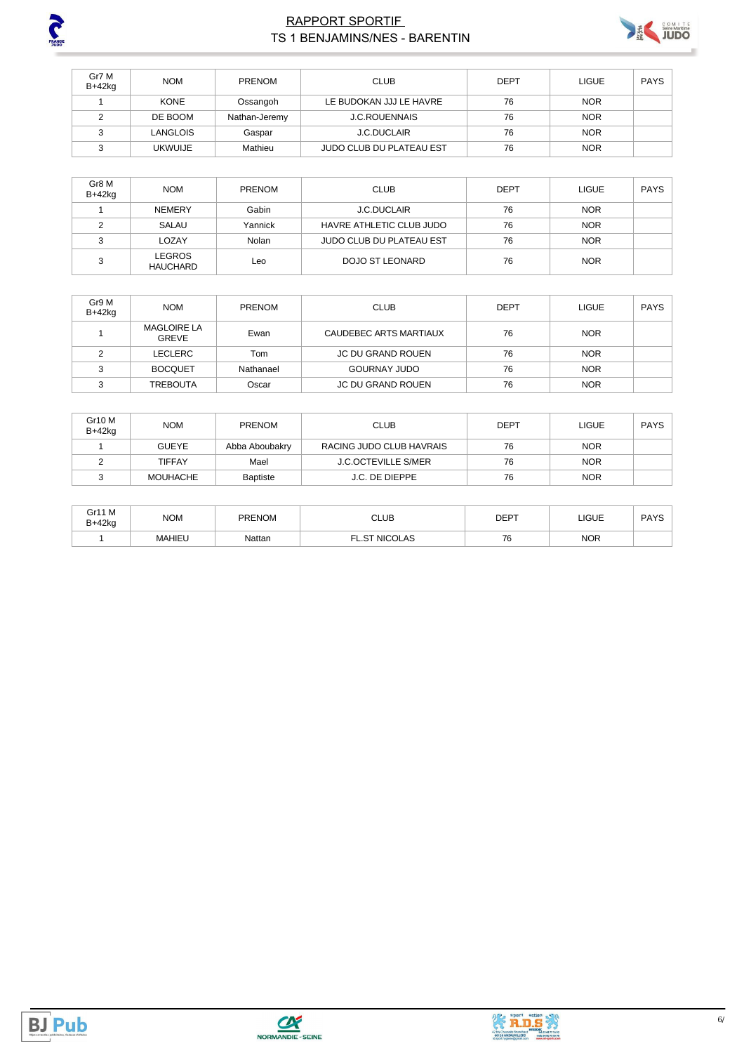# RAPPORT SPORTIF
## TS 1 BENJAMINS/NES - BARENTIN

| Gr7 M B+42kg | NOM | PRENOM | CLUB | DEPT | LIGUE | PAYS |
|---|---|---|---|---|---|---|
| 1 | KONE | Ossangoh | LE BUDOKAN JJJ LE HAVRE | 76 | NOR | |
| 2 | DE BOOM | Nathan-Jeremy | J.C.ROUENNAIS | 76 | NOR | |
| 3 | LANGLOIS | Gaspar | J.C.DUCLAIR | 76 | NOR | |
| 3 | UKWUIJE | Mathieu | JUDO CLUB DU PLATEAU EST | 76 | NOR | |

| Gr8 M B+42kg | NOM | PRENOM | CLUB | DEPT | LIGUE | PAYS |
|---|---|---|---|---|---|---|
| 1 | NEMERY | Gabin | J.C.DUCLAIR | 76 | NOR | |
| 2 | SALAU | Yannick | HAVRE ATHLETIC CLUB JUDO | 76 | NOR | |
| 3 | LOZAY | Nolan | JUDO CLUB DU PLATEAU EST | 76 | NOR | |
| 3 | LEGROS HAUCHARD | Leo | DOJO ST LEONARD | 76 | NOR | |

| Gr9 M B+42kg | NOM | PRENOM | CLUB | DEPT | LIGUE | PAYS |
|---|---|---|---|---|---|---|
| 1 | MAGLOIRE LA GREVE | Ewan | CAUDEBEC ARTS MARTIAUX | 76 | NOR | |
| 2 | LECLERC | Tom | JC DU GRAND ROUEN | 76 | NOR | |
| 3 | BOCQUET | Nathanael | GOURNAY JUDO | 76 | NOR | |
| 3 | TREBOUTA | Oscar | JC DU GRAND ROUEN | 76 | NOR | |

| Gr10 M B+42kg | NOM | PRENOM | CLUB | DEPT | LIGUE | PAYS |
|---|---|---|---|---|---|---|
| 1 | GUEYE | Abba Aboubakry | RACING JUDO CLUB HAVRAIS | 76 | NOR | |
| 2 | TIFFAY | Mael | J.C.OCTEVILLE S/MER | 76 | NOR | |
| 3 | MOUHACHE | Baptiste | J.C. DE DIEPPE | 76 | NOR | |

| Gr11 M B+42kg | NOM | PRENOM | CLUB | DEPT | LIGUE | PAYS |
|---|---|---|---|---|---|---|
| 1 | MAHIEU | Nattan | FL.ST NICOLAS | 76 | NOR | |